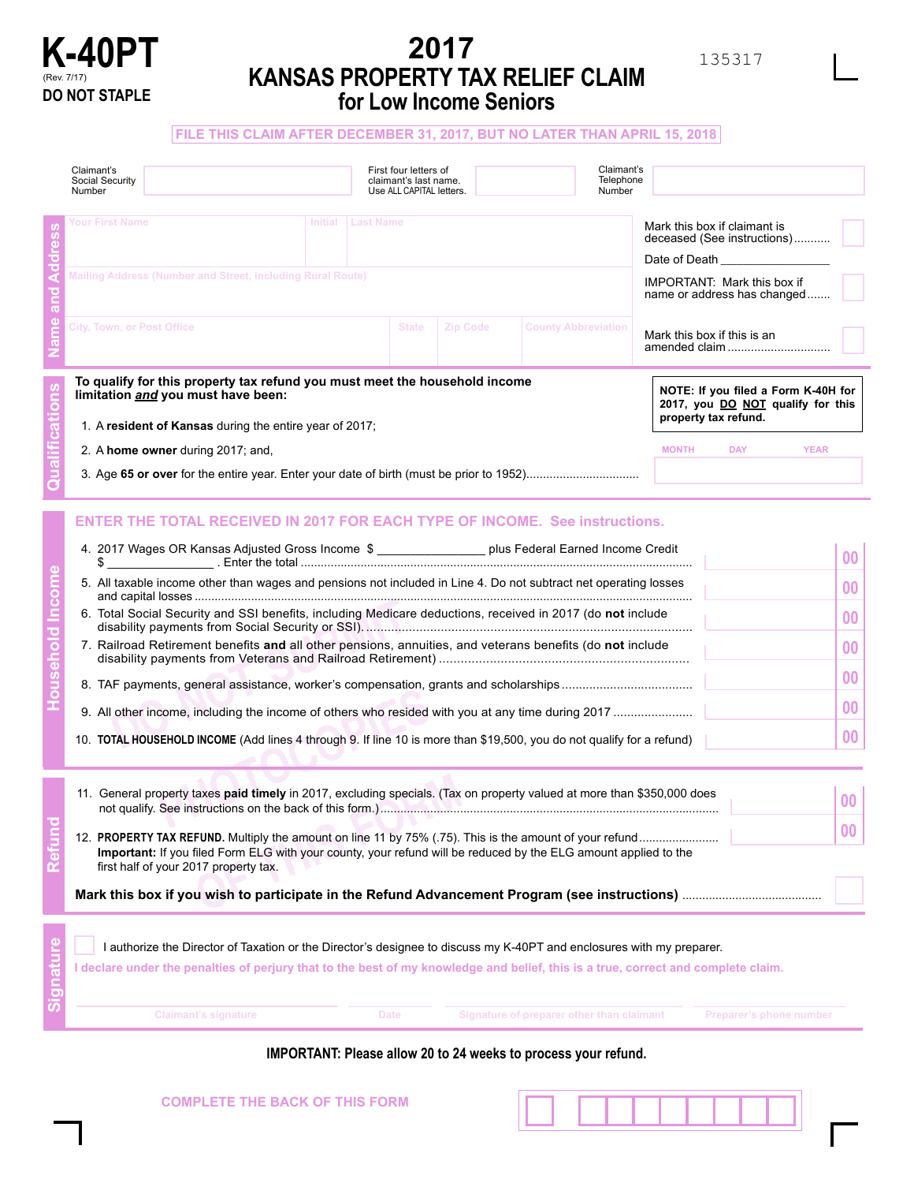# K-40PT

(Rev. 7/17)

**DO NOT STAPLE**

# 2017 KANSAS PROPERTY TAX RELIEF CLAIM for Low Income Seniors

135317

**FILE THIS CLAIM AFTER DECEMBER 31, 2017, BUT NO LATER THAN APRIL 15, 2018**

| Claimant's Social Security Number | | First four letters of claimant's last name. Use ALL CAPITAL letters. | | Claimant's Telephone Number | |
|---|---|---|---|---|---|

## Name and Address

| Your First Name | Initial | Last Name |
|---|---|---|
| | | |

Mailing Address (Number and Street, including Rural Route)

| City, Town, or Post Office | State | Zip Code | County Abbreviation |
|---|---|---|---|
| | | | |

Mark this box if claimant is deceased (See instructions) ........... ☐

Date of Death ________________

IMPORTANT: Mark this box if name or address has changed ....... ☐

Mark this box if this is an amended claim ............................... ☐

## Qualifications

**To qualify for this property tax refund you must meet the household income limitation *and* you must have been:**

1. A **resident of Kansas** during the entire year of 2017;
2. A **home owner** during 2017; and,
3. Age **65 or over** for the entire year. Enter your date of birth (must be prior to 1952)................................. MONTH DAY YEAR

**NOTE: If you filed a Form K-40H for 2017, you DO NOT qualify for this property tax refund.**

## Household Income

**ENTER THE TOTAL RECEIVED IN 2017 FOR EACH TYPE OF INCOME. See instructions.**

4. 2017 Wages OR Kansas Adjusted Gross Income $ _______________ plus Federal Earned Income Credit $ _______________ . Enter the total ............ 00
5. All taxable income other than wages and pensions not included in Line 4. Do not subtract net operating losses and capital losses ............ 00
6. Total Social Security and SSI benefits, including Medicare deductions, received in 2017 (do **not** include disability payments from Social Security or SSI) ............ 00
7. Railroad Retirement benefits **and** all other pensions, annuities, and veterans benefits (do **not** include disability payments from Veterans and Railroad Retirement) ............ 00
8. TAF payments, general assistance, worker's compensation, grants and scholarships ............ 00
9. All other income, including the income of others who resided with you at any time during 2017 ............ 00
10. **TOTAL HOUSEHOLD INCOME** (Add lines 4 through 9. If line 10 is more than $19,500, you do not qualify for a refund) ............ 00

## Refund

11. General property taxes **paid timely** in 2017, excluding specials. (Tax on property valued at more than $350,000 does not qualify. See instructions on the back of this form.) ............ 00
12. **PROPERTY TAX REFUND.** Multiply the amount on line 11 by 75% (.75). This is the amount of your refund ............ 00
    **Important:** If you filed Form ELG with your county, your refund will be reduced by the ELG amount applied to the first half of your 2017 property tax.

**Mark this box if you wish to participate in the Refund Advancement Program (see instructions)** ............ ☐

## Signature

☐ I authorize the Director of Taxation or the Director's designee to discuss my K-40PT and enclosures with my preparer.

**I declare under the penalties of perjury that to the best of my knowledge and belief, this is a true, correct and complete claim.**

| Claimant's signature | Date | Signature of preparer other than claimant | Preparer's phone number |
|---|---|---|---|
| | | | |

**IMPORTANT: Please allow 20 to 24 weeks to process your refund.**

**COMPLETE THE BACK OF THIS FORM**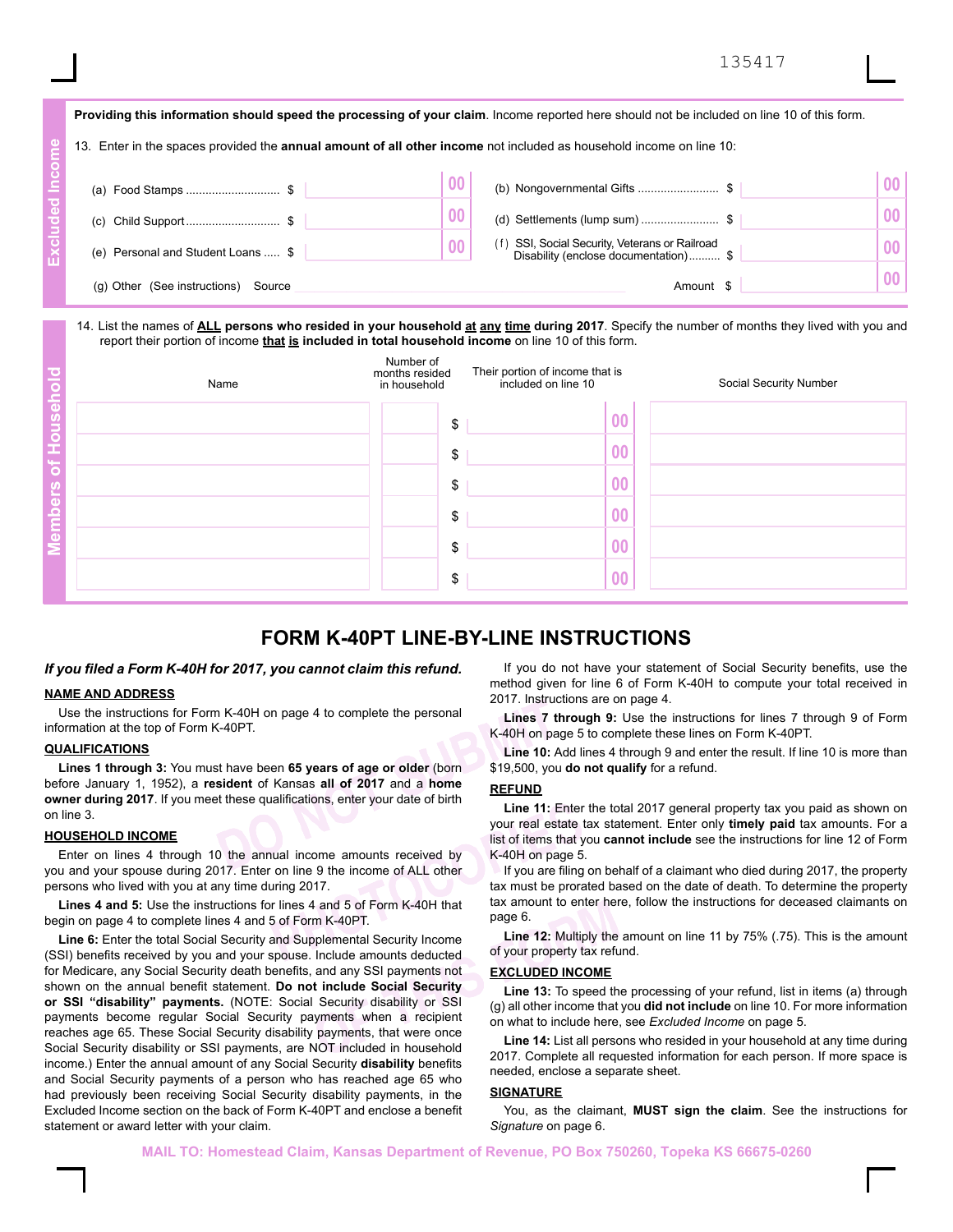135417

## Excluded Income

**Providing this information should speed the processing of your claim**. Income reported here should not be included on line 10 of this form.

13. Enter in the spaces provided the **annual amount of all other income** not included as household income on line 10:

| | | | |
|---|---|---|---|
| (a) Food Stamps | $ 00 | (b) Nongovernmental Gifts | $ 00 |
| (c) Child Support | $ 00 | (d) Settlements (lump sum) | $ 00 |
| (e) Personal and Student Loans | $ 00 | (f) SSI, Social Security, Veterans or Railroad Disability (enclose documentation) | $ 00 |
| (g) Other (See instructions) Source | | Amount | $ 00 |

## Members of Household

14. List the names of **ALL persons who resided in your household at any time during 2017**. Specify the number of months they lived with you and report their portion of income **that is included in total household income** on line 10 of this form.

| Name | Number of months resided in household | Their portion of income that is included on line 10 | Social Security Number |
|---|---|---|---|
| | | $ 00 | |
| | | $ 00 | |
| | | $ 00 | |
| | | $ 00 | |
| | | $ 00 | |
| | | $ 00 | |

# FORM K-40PT LINE-BY-LINE INSTRUCTIONS

***If you filed a Form K-40H for 2017, you cannot claim this refund.***

### NAME AND ADDRESS

Use the instructions for Form K-40H on page 4 to complete the personal information at the top of Form K-40PT.

### QUALIFICATIONS

**Lines 1 through 3:** You must have been **65 years of age or older** (born before January 1, 1952), a **resident** of Kansas **all of 2017** and a **home owner during 2017**. If you meet these qualifications, enter your date of birth on line 3.

### HOUSEHOLD INCOME

Enter on lines 4 through 10 the annual income amounts received by you and your spouse during 2017. Enter on line 9 the income of ALL other persons who lived with you at any time during 2017.

**Lines 4 and 5:** Use the instructions for lines 4 and 5 of Form K-40H that begin on page 4 to complete lines 4 and 5 of Form K-40PT.

**Line 6:** Enter the total Social Security and Supplemental Security Income (SSI) benefits received by you and your spouse. Include amounts deducted for Medicare, any Social Security death benefits, and any SSI payments not shown on the annual benefit statement. **Do not include Social Security or SSI "disability" payments.** (NOTE: Social Security disability or SSI payments become regular Social Security payments when a recipient reaches age 65. These Social Security disability payments, that were once Social Security disability or SSI payments, are NOT included in household income.) Enter the annual amount of any Social Security **disability** benefits and Social Security payments of a person who has reached age 65 who had previously been receiving Social Security disability payments, in the Excluded Income section on the back of Form K-40PT and enclose a benefit statement or award letter with your claim.

If you do not have your statement of Social Security benefits, use the method given for line 6 of Form K-40H to compute your total received in 2017. Instructions are on page 4.

**Lines 7 through 9:** Use the instructions for lines 7 through 9 of Form K-40H on page 5 to complete these lines on Form K-40PT.

**Line 10:** Add lines 4 through 9 and enter the result. If line 10 is more than $19,500, you **do not qualify** for a refund.

### REFUND

**Line 11:** Enter the total 2017 general property tax you paid as shown on your real estate tax statement. Enter only **timely paid** tax amounts. For a list of items that you **cannot include** see the instructions for line 12 of Form K-40H on page 5.

If you are filing on behalf of a claimant who died during 2017, the property tax must be prorated based on the date of death. To determine the property tax amount to enter here, follow the instructions for deceased claimants on page 6.

**Line 12:** Multiply the amount on line 11 by 75% (.75). This is the amount of your property tax refund.

### EXCLUDED INCOME

**Line 13:** To speed the processing of your refund, list in items (a) through (g) all other income that you **did not include** on line 10. For more information on what to include here, see *Excluded Income* on page 5.

**Line 14:** List all persons who resided in your household at any time during 2017. Complete all requested information for each person. If more space is needed, enclose a separate sheet.

### SIGNATURE

You, as the claimant, **MUST sign the claim**. See the instructions for *Signature* on page 6.

**MAIL TO: Homestead Claim, Kansas Department of Revenue, PO Box 750260, Topeka KS 66675-0260**